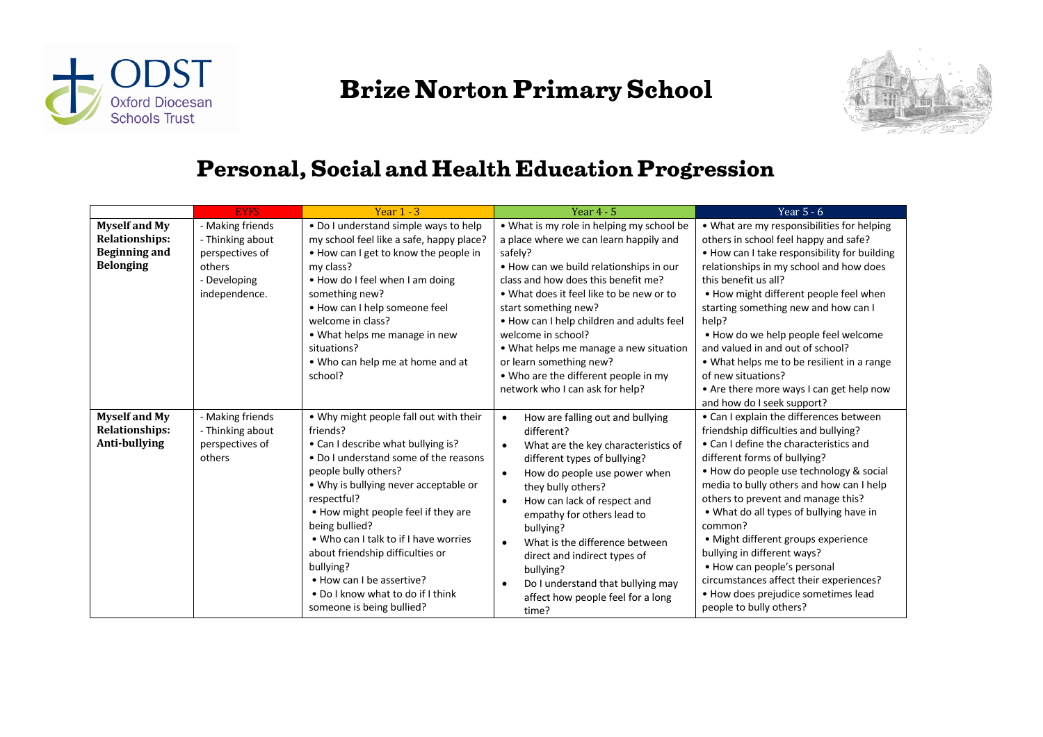# Brize Norton Primary School

## Personal, Social and Health Education Progression

| | EYFS | Year 1 - 3 | Year 4 - 5 | Year 5 - 6 |
|---|---|---|---|---|
| **Myself and My Relationships: Beginning and Belonging** | - Making friends<br>- Thinking about perspectives of others<br>- Developing independence. | • Do I understand simple ways to help my school feel like a safe, happy place?<br>• How can I get to know the people in my class?<br>• How do I feel when I am doing something new?<br>• How can I help someone feel welcome in class?<br>• What helps me manage in new situations?<br>• Who can help me at home and at school? | • What is my role in helping my school be a place where we can learn happily and safely?<br>• How can we build relationships in our class and how does this benefit me?<br>• What does it feel like to be new or to start something new?<br>• How can I help children and adults feel welcome in school?<br>• What helps me manage a new situation or learn something new?<br>• Who are the different people in my network who I can ask for help? | • What are my responsibilities for helping others in school feel happy and safe?<br>• How can I take responsibility for building relationships in my school and how does this benefit us all?<br>• How might different people feel when starting something new and how can I help?<br>• How do we help people feel welcome and valued in and out of school?<br>• What helps me to be resilient in a range of new situations?<br>• Are there more ways I can get help now and how do I seek support? |
| **Myself and My Relationships: Anti-bullying** | - Making friends<br>- Thinking about perspectives of others | • Why might people fall out with their friends?<br>• Can I describe what bullying is?<br>• Do I understand some of the reasons people bully others?<br>• Why is bullying never acceptable or respectful?<br>• How might people feel if they are being bullied?<br>• Who can I talk to if I have worries about friendship difficulties or bullying?<br>• How can I be assertive?<br>• Do I know what to do if I think someone is being bullied? | • How are falling out and bullying different?<br>• What are the key characteristics of different types of bullying?<br>• How do people use power when they bully others?<br>• How can lack of respect and empathy for others lead to bullying?<br>• What is the difference between direct and indirect types of bullying?<br>• Do I understand that bullying may affect how people feel for a long time? | • Can I explain the differences between friendship difficulties and bullying?<br>• Can I define the characteristics and different forms of bullying?<br>• How do people use technology & social media to bully others and how can I help others to prevent and manage this?<br>• What do all types of bullying have in common?<br>• Might different groups experience bullying in different ways?<br>• How can people's personal circumstances affect their experiences?<br>• How does prejudice sometimes lead people to bully others? |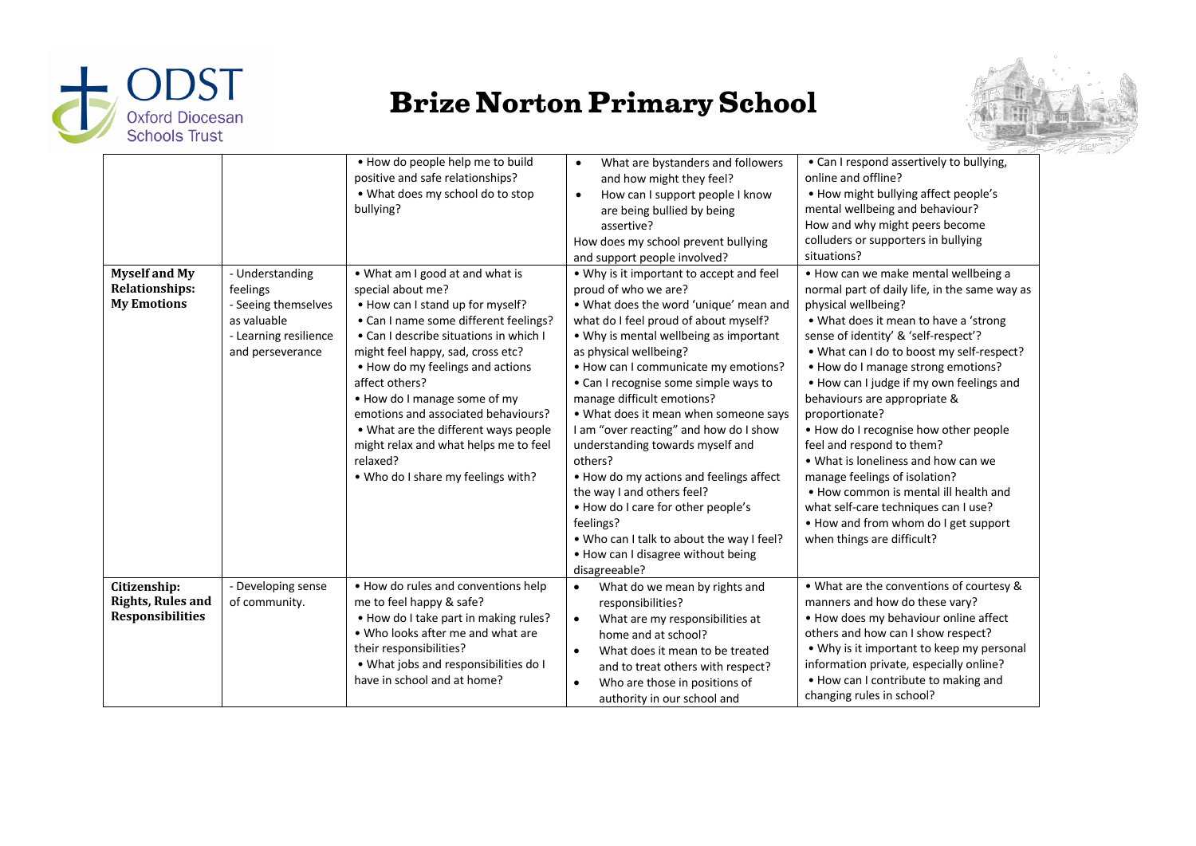| | | | | |
|---|---|---|---|---|
| | | • How do people help me to build positive and safe relationships? • What does my school do to stop bullying? | • What are bystanders and followers and how might they feel? • How can I support people I know are being bullied by being assertive? How does my school prevent bullying and support people involved? | • Can I respond assertively to bullying, online and offline? • How might bullying affect people's mental wellbeing and behaviour? How and why might peers become colluders or supporters in bullying situations? |
| **Myself and My Relationships: My Emotions** | - Understanding feelings - Seeing themselves as valuable - Learning resilience and perseverance | • What am I good at and what is special about me? • How can I stand up for myself? • Can I name some different feelings? • Can I describe situations in which I might feel happy, sad, cross etc? • How do my feelings and actions affect others? • How do I manage some of my emotions and associated behaviours? • What are the different ways people might relax and what helps me to feel relaxed? • Who do I share my feelings with? | • Why is it important to accept and feel proud of who we are? • What does the word 'unique' mean and what do I feel proud of about myself? • Why is mental wellbeing as important as physical wellbeing? • How can I communicate my emotions? • Can I recognise some simple ways to manage difficult emotions? • What does it mean when someone says I am "over reacting" and how do I show understanding towards myself and others? • How do my actions and feelings affect the way I and others feel? • How do I care for other people's feelings? • Who can I talk to about the way I feel? • How can I disagree without being disagreeable? | • How can we make mental wellbeing a normal part of daily life, in the same way as physical wellbeing? • What does it mean to have a 'strong sense of identity' & 'self-respect'? • What can I do to boost my self-respect? • How do I manage strong emotions? • How can I judge if my own feelings and behaviours are appropriate & proportionate? • How do I recognise how other people feel and respond to them? • What is loneliness and how can we manage feelings of isolation? • How common is mental ill health and what self-care techniques can I use? • How and from whom do I get support when things are difficult? |
| **Citizenship: Rights, Rules and Responsibilities** | - Developing sense of community. | • How do rules and conventions help me to feel happy & safe? • How do I take part in making rules? • Who looks after me and what are their responsibilities? • What jobs and responsibilities do I have in school and at home? | • What do we mean by rights and responsibilities? • What are my responsibilities at home and at school? • What does it mean to be treated and to treat others with respect? • Who are those in positions of authority in our school and | • What are the conventions of courtesy & manners and how do these vary? • How does my behaviour online affect others and how can I show respect? • Why is it important to keep my personal information private, especially online? • How can I contribute to making and changing rules in school? |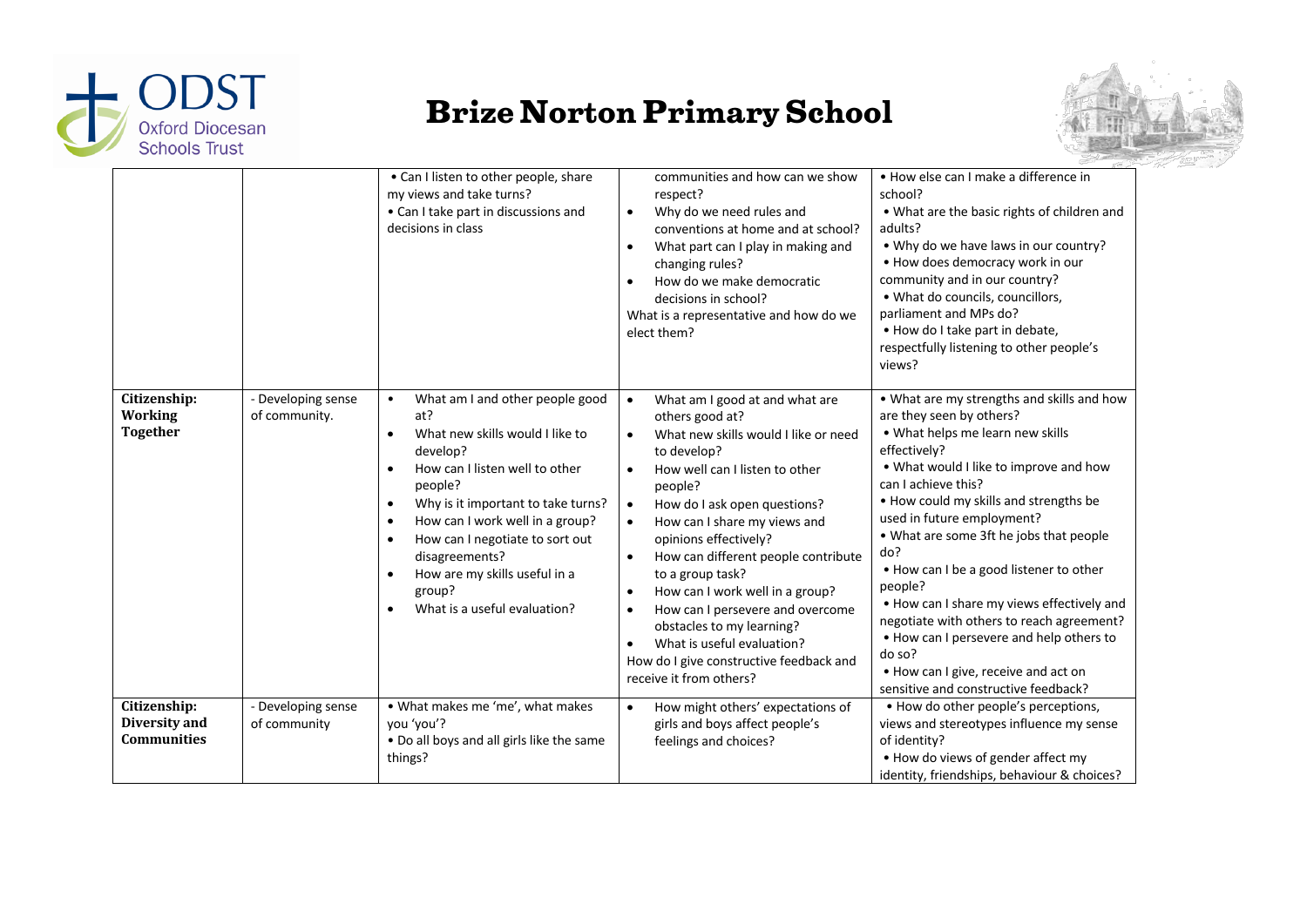# Brize Norton Primary School

| | | | | |
|---|---|---|---|---|
| | | • Can I listen to other people, share my views and take turns?<br>• Can I take part in discussions and decisions in class | communities and how can we show respect?<br>• Why do we need rules and conventions at home and at school?<br>• What part can I play in making and changing rules?<br>• How do we make democratic decisions in school?<br>What is a representative and how do we elect them? | • How else can I make a difference in school?<br>• What are the basic rights of children and adults?<br>• Why do we have laws in our country?<br>• How does democracy work in our community and in our country?<br>• What do councils, councillors, parliament and MPs do?<br>• How do I take part in debate, respectfully listening to other people's views? |
| **Citizenship: Working Together** | - Developing sense of community. | • What am I and other people good at?<br>• What new skills would I like to develop?<br>• How can I listen well to other people?<br>• Why is it important to take turns?<br>• How can I work well in a group?<br>• How can I negotiate to sort out disagreements?<br>• How are my skills useful in a group?<br>• What is a useful evaluation? | • What am I good at and what are others good at?<br>• What new skills would I like or need to develop?<br>• How well can I listen to other people?<br>• How do I ask open questions?<br>• How can I share my views and opinions effectively?<br>• How can different people contribute to a group task?<br>• How can I work well in a group?<br>• How can I persevere and overcome obstacles to my learning?<br>• What is useful evaluation?<br>How do I give constructive feedback and receive it from others? | • What are my strengths and skills and how are they seen by others?<br>• What helps me learn new skills effectively?<br>• What would I like to improve and how can I achieve this?<br>• How could my skills and strengths be used in future employment?<br>• What are some 3ft he jobs that people do?<br>• How can I be a good listener to other people?<br>• How can I share my views effectively and negotiate with others to reach agreement?<br>• How can I persevere and help others to do so?<br>• How can I give, receive and act on sensitive and constructive feedback? |
| **Citizenship: Diversity and Communities** | - Developing sense of community | • What makes me 'me', what makes you 'you'?<br>• Do all boys and all girls like the same things? | • How might others' expectations of girls and boys affect people's feelings and choices? | • How do other people's perceptions, views and stereotypes influence my sense of identity?<br>• How do views of gender affect my identity, friendships, behaviour & choices? |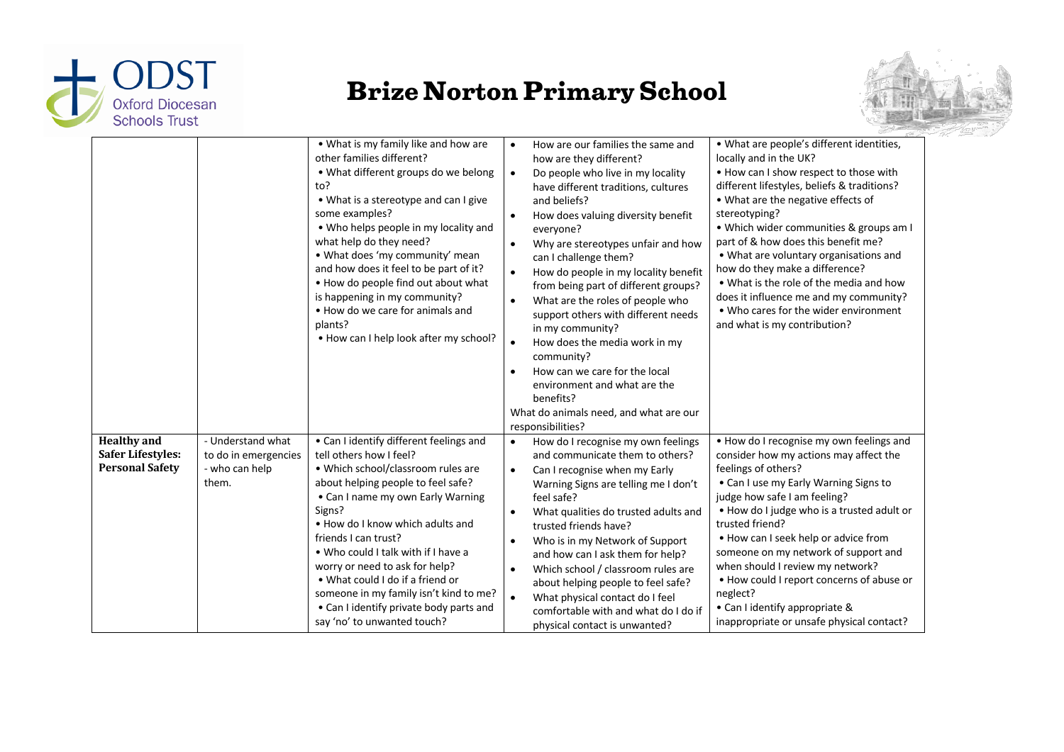# Brize Norton Primary School

| | | | | |
|---|---|---|---|---|
| | | • What is my family like and how are other families different?<br>• What different groups do we belong to?<br>• What is a stereotype and can I give some examples?<br>• Who helps people in my locality and what help do they need?<br>• What does 'my community' mean and how does it feel to be part of it?<br>• How do people find out about what is happening in my community?<br>• How do we care for animals and plants?<br>• How can I help look after my school? | • How are our families the same and how are they different?<br>• Do people who live in my locality have different traditions, cultures and beliefs?<br>• How does valuing diversity benefit everyone?<br>• Why are stereotypes unfair and how can I challenge them?<br>• How do people in my locality benefit from being part of different groups?<br>• What are the roles of people who support others with different needs in my community?<br>• How does the media work in my community?<br>• How can we care for the local environment and what are the benefits?<br>What do animals need, and what are our responsibilities? | • What are people's different identities, locally and in the UK?<br>• How can I show respect to those with different lifestyles, beliefs & traditions?<br>• What are the negative effects of stereotyping?<br>• Which wider communities & groups am I part of & how does this benefit me?<br>• What are voluntary organisations and how do they make a difference?<br>• What is the role of the media and how does it influence me and my community?<br>• Who cares for the wider environment and what is my contribution? |
| **Healthy and Safer Lifestyles: Personal Safety** | - Understand what to do in emergencies - who can help them. | • Can I identify different feelings and tell others how I feel?<br>• Which school/classroom rules are about helping people to feel safe?<br>• Can I name my own Early Warning Signs?<br>• How do I know which adults and friends I can trust?<br>• Who could I talk with if I have a worry or need to ask for help?<br>• What could I do if a friend or someone in my family isn't kind to me?<br>• Can I identify private body parts and say 'no' to unwanted touch? | • How do I recognise my own feelings and communicate them to others?<br>• Can I recognise when my Early Warning Signs are telling me I don't feel safe?<br>• What qualities do trusted adults and trusted friends have?<br>• Who is in my Network of Support and how can I ask them for help?<br>• Which school / classroom rules are about helping people to feel safe?<br>• What physical contact do I feel comfortable with and what do I do if physical contact is unwanted? | • How do I recognise my own feelings and consider how my actions may affect the feelings of others?<br>• Can I use my Early Warning Signs to judge how safe I am feeling?<br>• How do I judge who is a trusted adult or trusted friend?<br>• How can I seek help or advice from someone on my network of support and when should I review my network?<br>• How could I report concerns of abuse or neglect?<br>• Can I identify appropriate & inappropriate or unsafe physical contact? |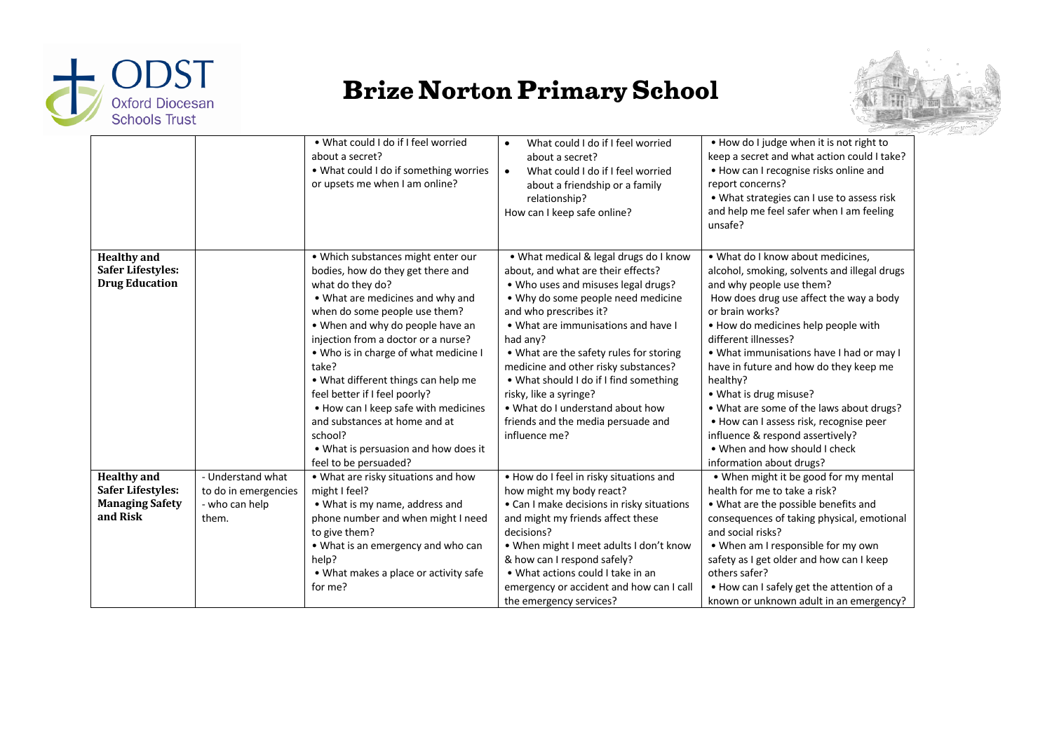# Brize Norton Primary School

| | | | | |
|---|---|---|---|---|
| | | • What could I do if I feel worried about a secret?<br>• What could I do if something worries or upsets me when I am online? | • What could I do if I feel worried about a secret?<br>• What could I do if I feel worried about a friendship or a family relationship?<br>How can I keep safe online? | • How do I judge when it is not right to keep a secret and what action could I take?<br>• How can I recognise risks online and report concerns?<br>• What strategies can I use to assess risk and help me feel safer when I am feeling unsafe? |
| **Healthy and Safer Lifestyles: Drug Education** | | • Which substances might enter our bodies, how do they get there and what do they do?<br>• What are medicines and why and when do some people use them?<br>• When and why do people have an injection from a doctor or a nurse?<br>• Who is in charge of what medicine I take?<br>• What different things can help me feel better if I feel poorly?<br>• How can I keep safe with medicines and substances at home and at school?<br>• What is persuasion and how does it feel to be persuaded? | • What medical & legal drugs do I know about, and what are their effects?<br>• Who uses and misuses legal drugs?<br>• Why do some people need medicine and who prescribes it?<br>• What are immunisations and have I had any?<br>• What are the safety rules for storing medicine and other risky substances?<br>• What should I do if I find something risky, like a syringe?<br>• What do I understand about how friends and the media persuade and influence me? | • What do I know about medicines, alcohol, smoking, solvents and illegal drugs and why people use them?<br>How does drug use affect the way a body or brain works?<br>• How do medicines help people with different illnesses?<br>• What immunisations have I had or may I have in future and how do they keep me healthy?<br>• What is drug misuse?<br>• What are some of the laws about drugs?<br>• How can I assess risk, recognise peer influence & respond assertively?<br>• When and how should I check information about drugs? |
| **Healthy and Safer Lifestyles: Managing Safety and Risk** | - Understand what to do in emergencies - who can help them. | • What are risky situations and how might I feel?<br>• What is my name, address and phone number and when might I need to give them?<br>• What is an emergency and who can help?<br>• What makes a place or activity safe for me? | • How do I feel in risky situations and how might my body react?<br>• Can I make decisions in risky situations and might my friends affect these decisions?<br>• When might I meet adults I don't know & how can I respond safely?<br>• What actions could I take in an emergency or accident and how can I call the emergency services? | • When might it be good for my mental health for me to take a risk?<br>• What are the possible benefits and consequences of taking physical, emotional and social risks?<br>• When am I responsible for my own safety as I get older and how can I keep others safer?<br>• How can I safely get the attention of a known or unknown adult in an emergency? |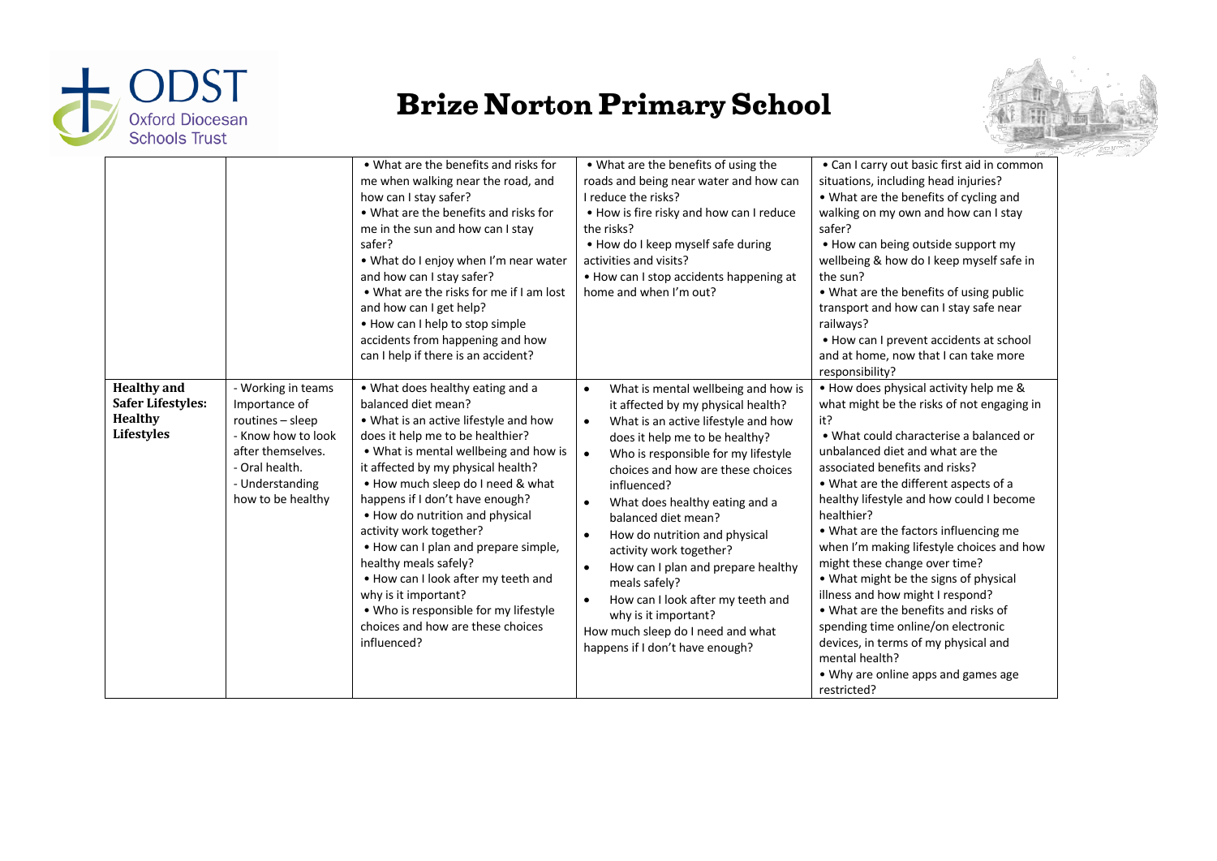# Brize Norton Primary School

| | | | | |
|---|---|---|---|---|
| | | • What are the benefits and risks for me when walking near the road, and how can I stay safer?<br>• What are the benefits and risks for me in the sun and how can I stay safer?<br>• What do I enjoy when I'm near water and how can I stay safer?<br>• What are the risks for me if I am lost and how can I get help?<br>• How can I help to stop simple accidents from happening and how can I help if there is an accident? | • What are the benefits of using the roads and being near water and how can I reduce the risks?<br>• How is fire risky and how can I reduce the risks?<br>• How do I keep myself safe during activities and visits?<br>• How can I stop accidents happening at home and when I'm out? | • Can I carry out basic first aid in common situations, including head injuries?<br>• What are the benefits of cycling and walking on my own and how can I stay safer?<br>• How can being outside support my wellbeing & how do I keep myself safe in the sun?<br>• What are the benefits of using public transport and how can I stay safe near railways?<br>• How can I prevent accidents at school and at home, now that I can take more responsibility? |
| **Healthy and Safer Lifestyles: Healthy Lifestyles** | - Working in teams<br>Importance of routines – sleep<br>- Know how to look after themselves.<br>- Oral health.<br>- Understanding how to be healthy | • What does healthy eating and a balanced diet mean?<br>• What is an active lifestyle and how does it help me to be healthier?<br>• What is mental wellbeing and how is it affected by my physical health?<br>• How much sleep do I need & what happens if I don't have enough?<br>• How do nutrition and physical activity work together?<br>• How can I plan and prepare simple, healthy meals safely?<br>• How can I look after my teeth and why is it important?<br>• Who is responsible for my lifestyle choices and how are these choices influenced? | • What is mental wellbeing and how is it affected by my physical health?<br>• What is an active lifestyle and how does it help me to be healthy?<br>• Who is responsible for my lifestyle choices and how are these choices influenced?<br>• What does healthy eating and a balanced diet mean?<br>• How do nutrition and physical activity work together?<br>• How can I plan and prepare healthy meals safely?<br>• How can I look after my teeth and why is it important?<br>How much sleep do I need and what happens if I don't have enough? | • How does physical activity help me & what might be the risks of not engaging in it?<br>• What could characterise a balanced or unbalanced diet and what are the associated benefits and risks?<br>• What are the different aspects of a healthy lifestyle and how could I become healthier?<br>• What are the factors influencing me when I'm making lifestyle choices and how might these change over time?<br>• What might be the signs of physical illness and how might I respond?<br>• What are the benefits and risks of spending time online/on electronic devices, in terms of my physical and mental health?<br>• Why are online apps and games age restricted? |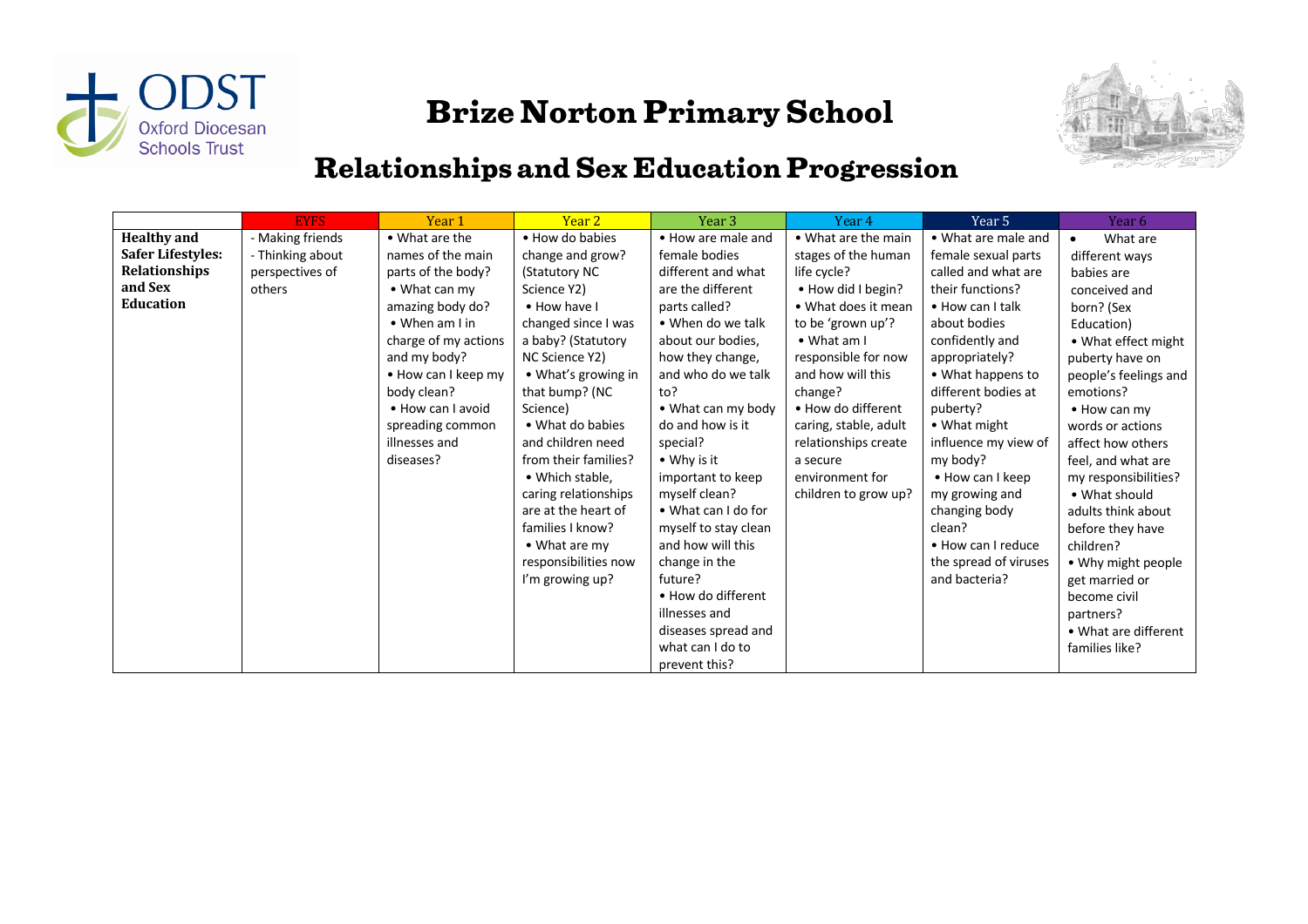# Brize Norton Primary School

## Relationships and Sex Education Progression

| | EYFS | Year 1 | Year 2 | Year 3 | Year 4 | Year 5 | Year 6 |
|---|---|---|---|---|---|---|---|
| **Healthy and Safer Lifestyles: Relationships and Sex Education** | - Making friends<br>- Thinking about perspectives of others | • What are the names of the main parts of the body?<br>• What can my amazing body do?<br>• When am I in charge of my actions and my body?<br>• How can I keep my body clean?<br>• How can I avoid spreading common illnesses and diseases? | • How do babies change and grow? (Statutory NC Science Y2)<br>• How have I changed since I was a baby? (Statutory NC Science Y2)<br>• What's growing in that bump? (NC Science)<br>• What do babies and children need from their families?<br>• Which stable, caring relationships are at the heart of families I know?<br>• What are my responsibilities now I'm growing up? | • How are male and female bodies different and what are the different parts called?<br>• When do we talk about our bodies, how they change, and who do we talk to?<br>• What can my body do and how is it special?<br>• Why is it important to keep myself clean?<br>• What can I do for myself to stay clean and how will this change in the future?<br>• How do different illnesses and diseases spread and what can I do to prevent this? | • What are the main stages of the human life cycle?<br>• How did I begin?<br>• What does it mean to be 'grown up'?<br>• What am I responsible for now and how will this change?<br>• How do different caring, stable, adult relationships create a secure environment for children to grow up? | • What are male and female sexual parts called and what are their functions?<br>• How can I talk about bodies confidently and appropriately?<br>• What happens to different bodies at puberty?<br>• What might influence my view of my body?<br>• How can I keep my growing and changing body clean?<br>• How can I reduce the spread of viruses and bacteria? | • What are different ways babies are conceived and born? (Sex Education)<br>• What effect might puberty have on people's feelings and emotions?<br>• How can my words or actions affect how others feel, and what are my responsibilities?<br>• What should adults think about before they have children?<br>• Why might people get married or become civil partners?<br>• What are different families like? |